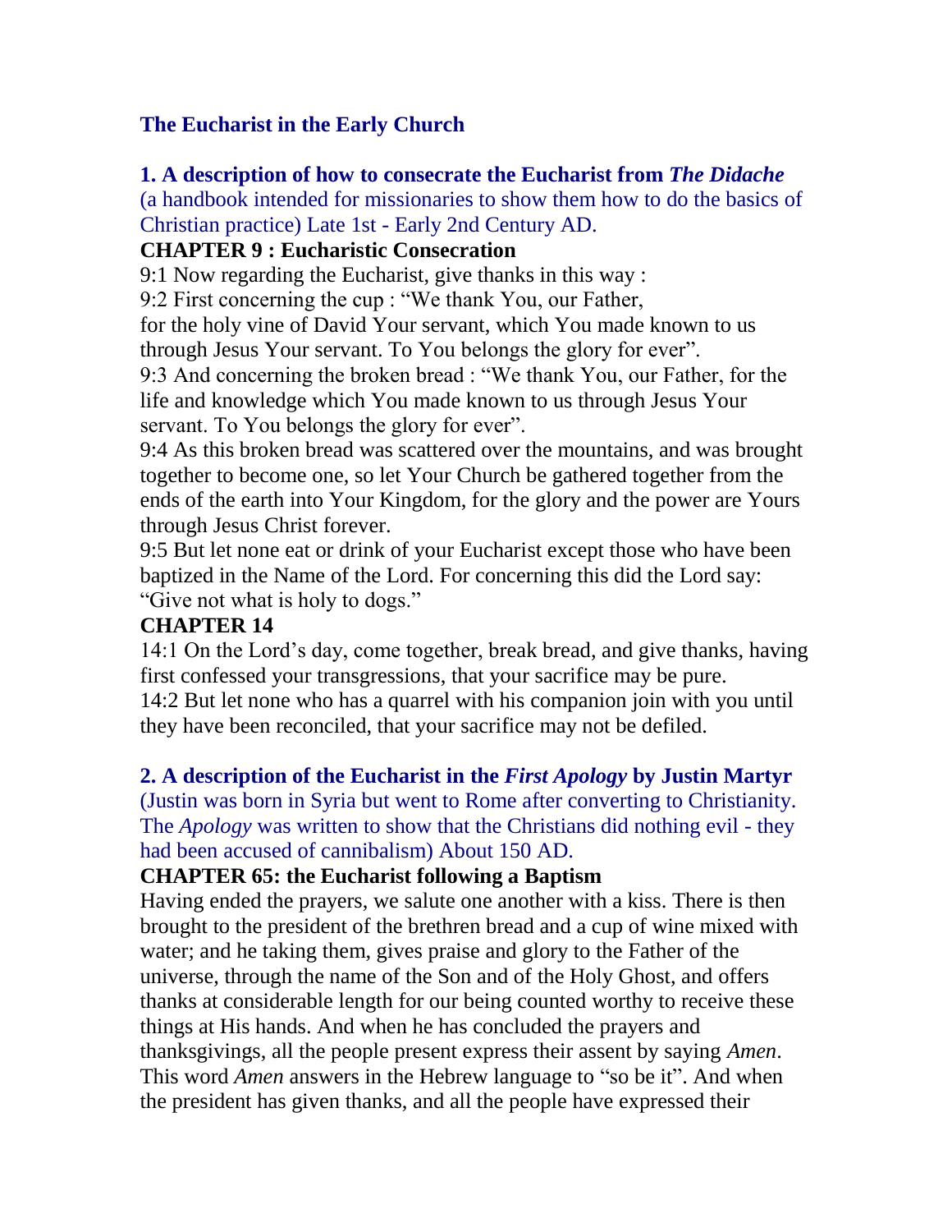## The Eucharist in the Early Church

### 1. A description of how to consecrate the Eucharist from *The Didache*

(a handbook intended for missionaries to show them how to do the basics of Christian practice) Late 1st - Early 2nd Century AD.

**CHAPTER 9 : Eucharistic Consecration**

9:1 Now regarding the Eucharist, give thanks in this way :

9:2 First concerning the cup : "We thank You, our Father, for the holy vine of David Your servant, which You made known to us through Jesus Your servant. To You belongs the glory for ever".

9:3 And concerning the broken bread : "We thank You, our Father, for the life and knowledge which You made known to us through Jesus Your servant. To You belongs the glory for ever".

9:4 As this broken bread was scattered over the mountains, and was brought together to become one, so let Your Church be gathered together from the ends of the earth into Your Kingdom, for the glory and the power are Yours through Jesus Christ forever.

9:5 But let none eat or drink of your Eucharist except those who have been baptized in the Name of the Lord. For concerning this did the Lord say: "Give not what is holy to dogs."

**CHAPTER 14**

14:1 On the Lord's day, come together, break bread, and give thanks, having first confessed your transgressions, that your sacrifice may be pure.

14:2 But let none who has a quarrel with his companion join with you until they have been reconciled, that your sacrifice may not be defiled.

### 2. A description of the Eucharist in the *First Apology* by Justin Martyr

(Justin was born in Syria but went to Rome after converting to Christianity. The *Apology* was written to show that the Christians did nothing evil - they had been accused of cannibalism) About 150 AD.

**CHAPTER 65: the Eucharist following a Baptism**

Having ended the prayers, we salute one another with a kiss. There is then brought to the president of the brethren bread and a cup of wine mixed with water; and he taking them, gives praise and glory to the Father of the universe, through the name of the Son and of the Holy Ghost, and offers thanks at considerable length for our being counted worthy to receive these things at His hands. And when he has concluded the prayers and thanksgivings, all the people present express their assent by saying *Amen*. This word *Amen* answers in the Hebrew language to "so be it". And when the president has given thanks, and all the people have expressed their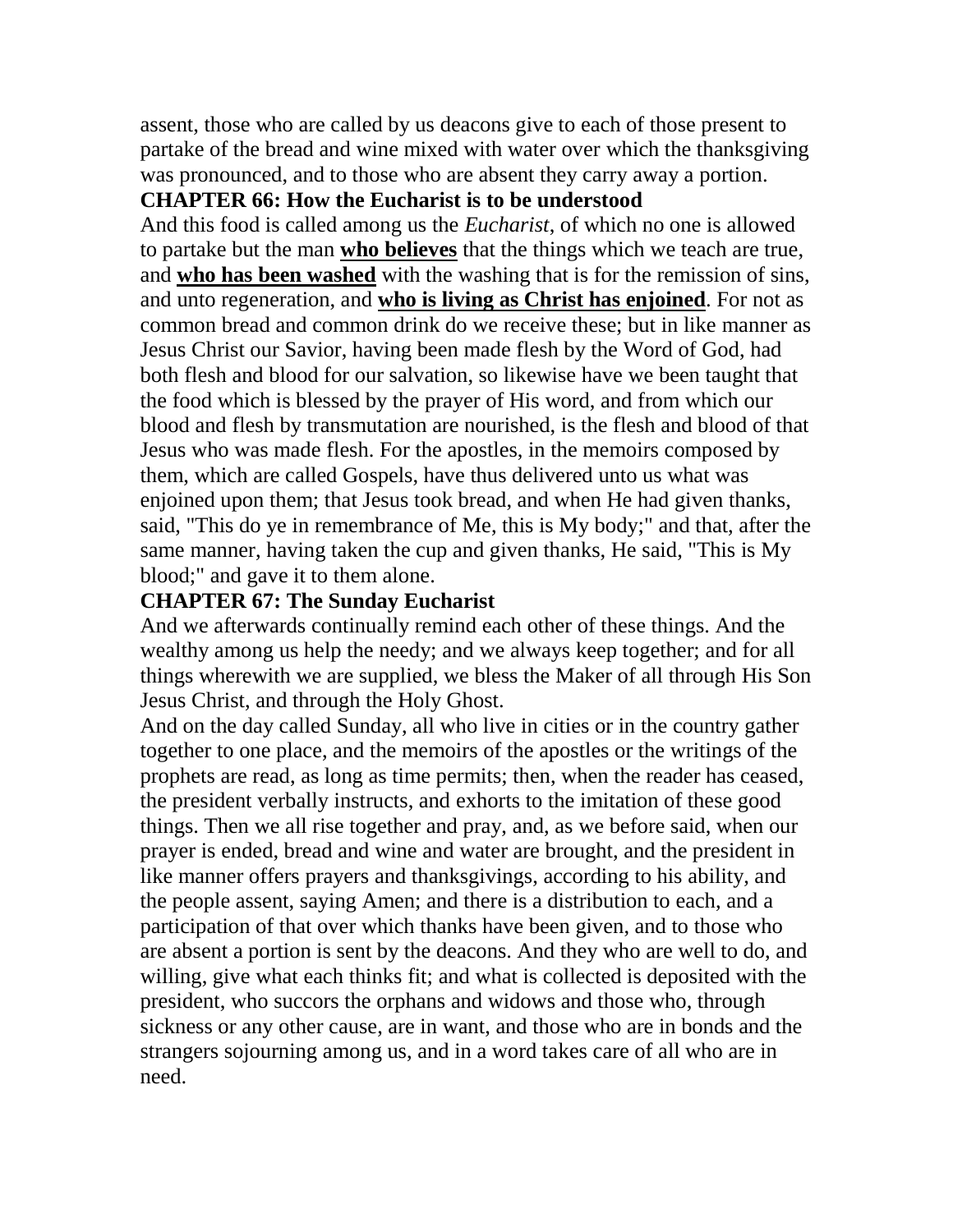assent, those who are called by us deacons give to each of those present to partake of the bread and wine mixed with water over which the thanksgiving was pronounced, and to those who are absent they carry away a portion.

### CHAPTER 66: How the Eucharist is to be understood

And this food is called among us the *Eucharist*, of which no one is allowed to partake but the man <u>**who believes**</u> that the things which we teach are true, and <u>**who has been washed**</u> with the washing that is for the remission of sins, and unto regeneration, and <u>**who is living as Christ has enjoined**</u>. For not as common bread and common drink do we receive these; but in like manner as Jesus Christ our Savior, having been made flesh by the Word of God, had both flesh and blood for our salvation, so likewise have we been taught that the food which is blessed by the prayer of His word, and from which our blood and flesh by transmutation are nourished, is the flesh and blood of that Jesus who was made flesh. For the apostles, in the memoirs composed by them, which are called Gospels, have thus delivered unto us what was enjoined upon them; that Jesus took bread, and when He had given thanks, said, "This do ye in remembrance of Me, this is My body;" and that, after the same manner, having taken the cup and given thanks, He said, "This is My blood;" and gave it to them alone.

### CHAPTER 67: The Sunday Eucharist

And we afterwards continually remind each other of these things. And the wealthy among us help the needy; and we always keep together; and for all things wherewith we are supplied, we bless the Maker of all through His Son Jesus Christ, and through the Holy Ghost.

And on the day called Sunday, all who live in cities or in the country gather together to one place, and the memoirs of the apostles or the writings of the prophets are read, as long as time permits; then, when the reader has ceased, the president verbally instructs, and exhorts to the imitation of these good things. Then we all rise together and pray, and, as we before said, when our prayer is ended, bread and wine and water are brought, and the president in like manner offers prayers and thanksgivings, according to his ability, and the people assent, saying Amen; and there is a distribution to each, and a participation of that over which thanks have been given, and to those who are absent a portion is sent by the deacons. And they who are well to do, and willing, give what each thinks fit; and what is collected is deposited with the president, who succors the orphans and widows and those who, through sickness or any other cause, are in want, and those who are in bonds and the strangers sojourning among us, and in a word takes care of all who are in need.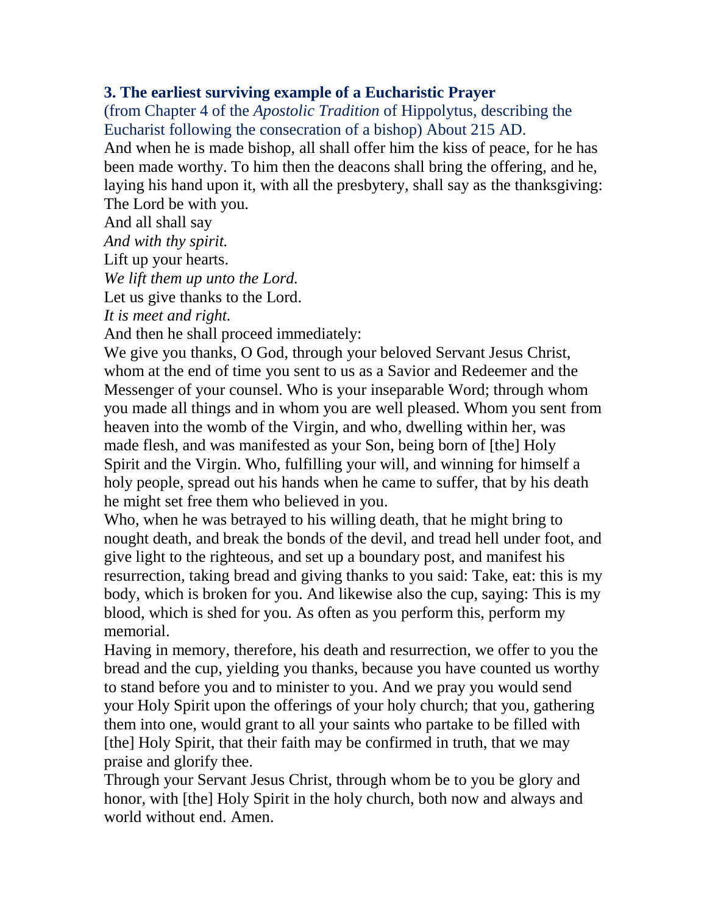### 3. The earliest surviving example of a Eucharistic Prayer

(from Chapter 4 of the *Apostolic Tradition* of Hippolytus, describing the Eucharist following the consecration of a bishop) About 215 AD.

And when he is made bishop, all shall offer him the kiss of peace, for he has been made worthy. To him then the deacons shall bring the offering, and he, laying his hand upon it, with all the presbytery, shall say as the thanksgiving:

The Lord be with you.

And all shall say

*And with thy spirit.*

Lift up your hearts.

*We lift them up unto the Lord.*

Let us give thanks to the Lord.

*It is meet and right.*

And then he shall proceed immediately:

We give you thanks, O God, through your beloved Servant Jesus Christ, whom at the end of time you sent to us as a Savior and Redeemer and the Messenger of your counsel. Who is your inseparable Word; through whom you made all things and in whom you are well pleased. Whom you sent from heaven into the womb of the Virgin, and who, dwelling within her, was made flesh, and was manifested as your Son, being born of [the] Holy Spirit and the Virgin. Who, fulfilling your will, and winning for himself a holy people, spread out his hands when he came to suffer, that by his death he might set free them who believed in you.

Who, when he was betrayed to his willing death, that he might bring to nought death, and break the bonds of the devil, and tread hell under foot, and give light to the righteous, and set up a boundary post, and manifest his resurrection, taking bread and giving thanks to you said: Take, eat: this is my body, which is broken for you. And likewise also the cup, saying: This is my blood, which is shed for you. As often as you perform this, perform my memorial.

Having in memory, therefore, his death and resurrection, we offer to you the bread and the cup, yielding you thanks, because you have counted us worthy to stand before you and to minister to you. And we pray you would send your Holy Spirit upon the offerings of your holy church; that you, gathering them into one, would grant to all your saints who partake to be filled with [the] Holy Spirit, that their faith may be confirmed in truth, that we may praise and glorify thee.

Through your Servant Jesus Christ, through whom be to you be glory and honor, with [the] Holy Spirit in the holy church, both now and always and world without end. Amen.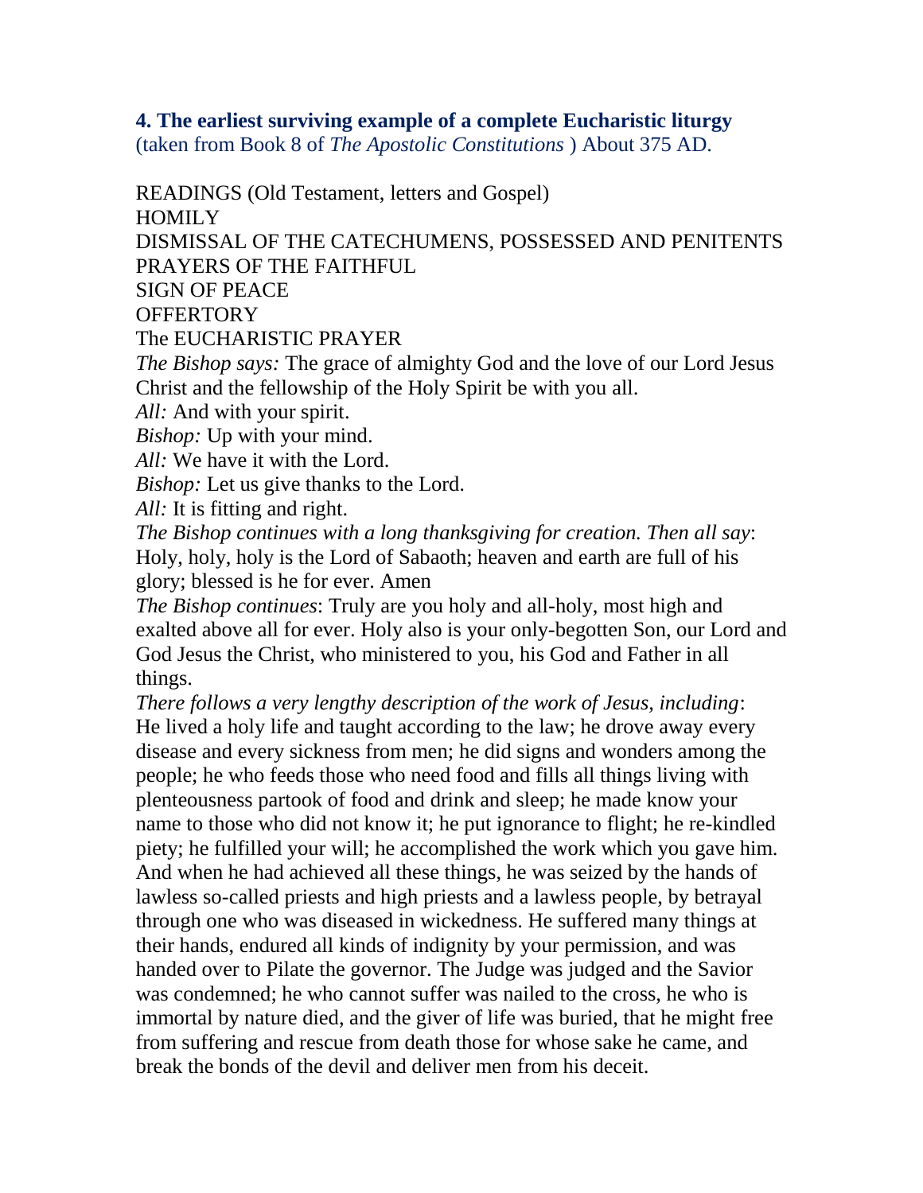**4. The earliest surviving example of a complete Eucharistic liturgy**
(taken from Book 8 of *The Apostolic Constitutions* ) About 375 AD.

READINGS (Old Testament, letters and Gospel)
HOMILY
DISMISSAL OF THE CATECHUMENS, POSSESSED AND PENITENTS
PRAYERS OF THE FAITHFUL
SIGN OF PEACE
OFFERTORY
The EUCHARISTIC PRAYER
*The Bishop says:* The grace of almighty God and the love of our Lord Jesus Christ and the fellowship of the Holy Spirit be with you all.
*All:* And with your spirit.
*Bishop:* Up with your mind.
*All:* We have it with the Lord.
*Bishop:* Let us give thanks to the Lord.
*All:* It is fitting and right.
*The Bishop continues with a long thanksgiving for creation. Then all say*: Holy, holy, holy is the Lord of Sabaoth; heaven and earth are full of his glory; blessed is he for ever. Amen
*The Bishop continues*: Truly are you holy and all-holy, most high and exalted above all for ever. Holy also is your only-begotten Son, our Lord and God Jesus the Christ, who ministered to you, his God and Father in all things.
*There follows a very lengthy description of the work of Jesus, including*: He lived a holy life and taught according to the law; he drove away every disease and every sickness from men; he did signs and wonders among the people; he who feeds those who need food and fills all things living with plenteousness partook of food and drink and sleep; he made know your name to those who did not know it; he put ignorance to flight; he re-kindled piety; he fulfilled your will; he accomplished the work which you gave him. And when he had achieved all these things, he was seized by the hands of lawless so-called priests and high priests and a lawless people, by betrayal through one who was diseased in wickedness. He suffered many things at their hands, endured all kinds of indignity by your permission, and was handed over to Pilate the governor. The Judge was judged and the Savior was condemned; he who cannot suffer was nailed to the cross, he who is immortal by nature died, and the giver of life was buried, that he might free from suffering and rescue from death those for whose sake he came, and break the bonds of the devil and deliver men from his deceit.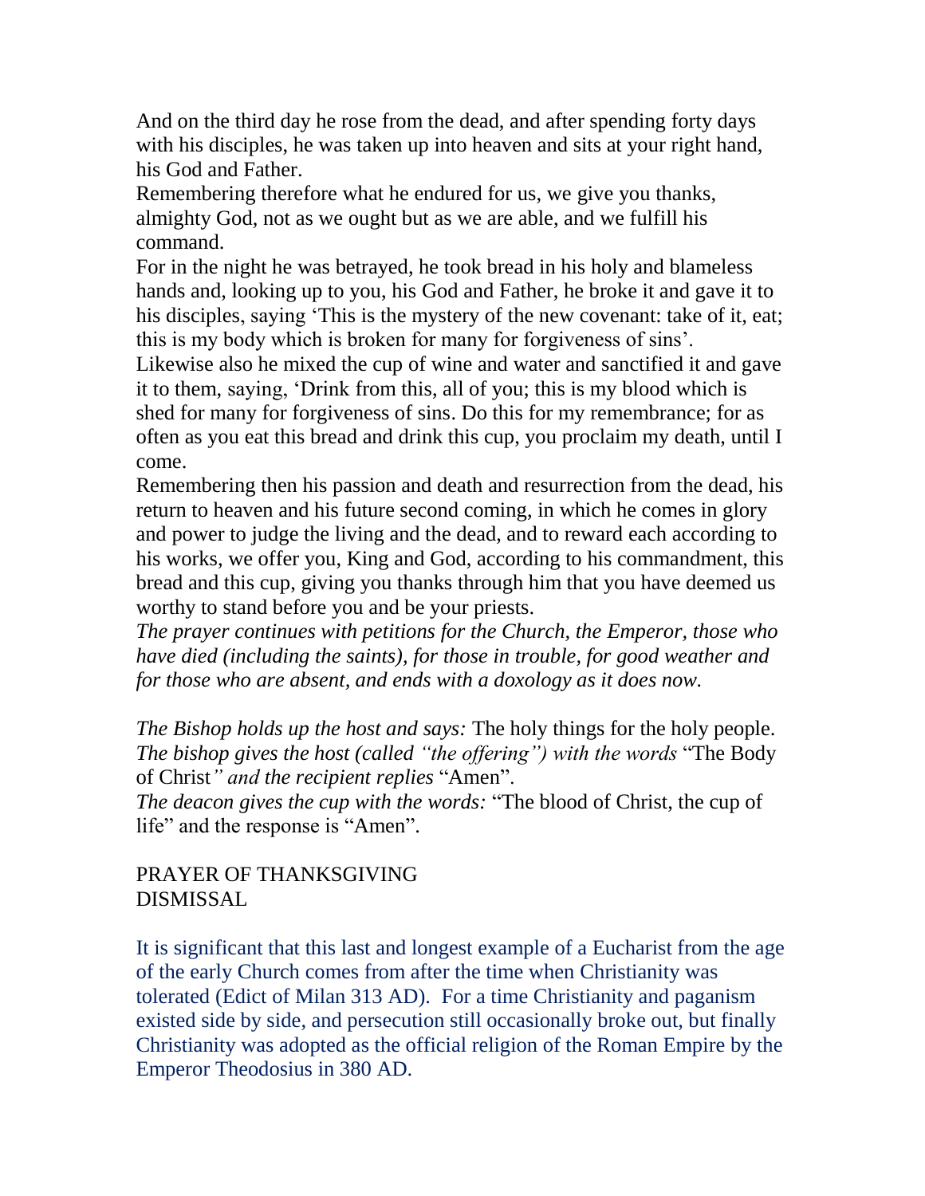And on the third day he rose from the dead, and after spending forty days with his disciples, he was taken up into heaven and sits at your right hand, his God and Father.

Remembering therefore what he endured for us, we give you thanks, almighty God, not as we ought but as we are able, and we fulfill his command.

For in the night he was betrayed, he took bread in his holy and blameless hands and, looking up to you, his God and Father, he broke it and gave it to his disciples, saying 'This is the mystery of the new covenant: take of it, eat; this is my body which is broken for many for forgiveness of sins'.

Likewise also he mixed the cup of wine and water and sanctified it and gave it to them, saying, 'Drink from this, all of you; this is my blood which is shed for many for forgiveness of sins. Do this for my remembrance; for as often as you eat this bread and drink this cup, you proclaim my death, until I come.

Remembering then his passion and death and resurrection from the dead, his return to heaven and his future second coming, in which he comes in glory and power to judge the living and the dead, and to reward each according to his works, we offer you, King and God, according to his commandment, this bread and this cup, giving you thanks through him that you have deemed us worthy to stand before you and be your priests.

*The prayer continues with petitions for the Church, the Emperor, those who have died (including the saints), for those in trouble, for good weather and for those who are absent, and ends with a doxology as it does now.*

*The Bishop holds up the host and says:* The holy things for the holy people.
*The bishop gives the host (called "the offering") with the words* "The Body of Christ*" and the recipient replies* "Amen".
*The deacon gives the cup with the words:* "The blood of Christ, the cup of life" and the response is "Amen".

PRAYER OF THANKSGIVING
DISMISSAL

It is significant that this last and longest example of a Eucharist from the age of the early Church comes from after the time when Christianity was tolerated (Edict of Milan 313 AD). For a time Christianity and paganism existed side by side, and persecution still occasionally broke out, but finally Christianity was adopted as the official religion of the Roman Empire by the Emperor Theodosius in 380 AD.